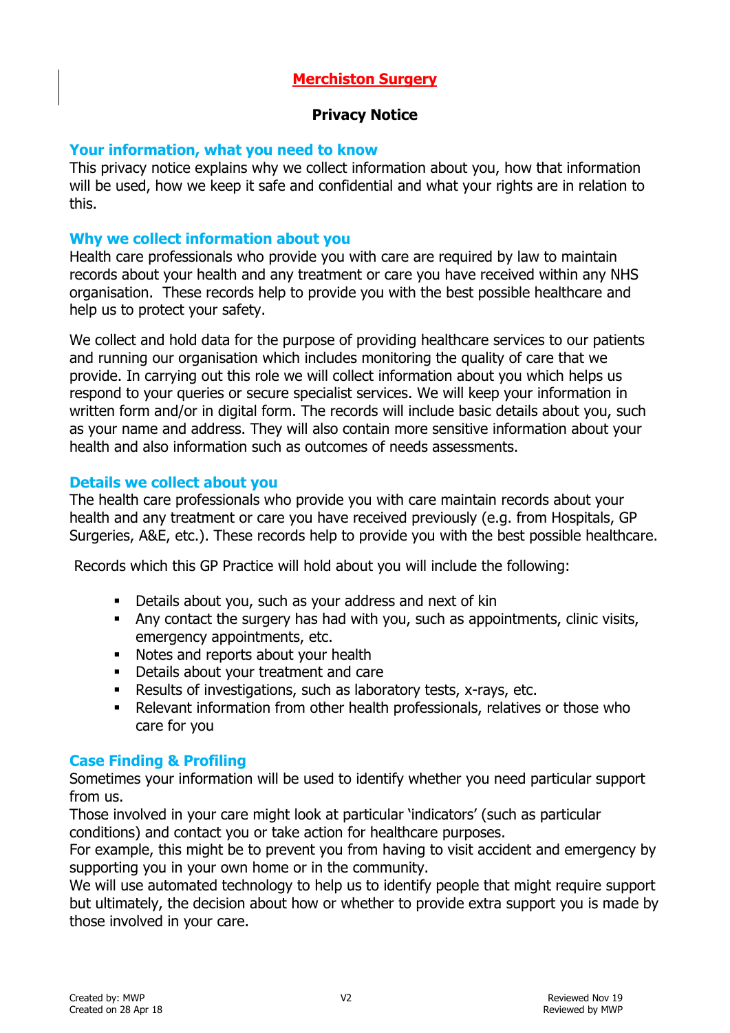# Merchiston Surgery

## Privacy Notice

### Your information, what you need to know

This privacy notice explains why we collect information about you, how that information will be used, how we keep it safe and confidential and what your rights are in relation to this.

### Why we collect information about you

Health care professionals who provide you with care are required by law to maintain records about your health and any treatment or care you have received within any NHS organisation. These records help to provide you with the best possible healthcare and help us to protect your safety.

We collect and hold data for the purpose of providing healthcare services to our patients and running our organisation which includes monitoring the quality of care that we provide. In carrying out this role we will collect information about you which helps us respond to your queries or secure specialist services. We will keep your information in written form and/or in digital form. The records will include basic details about you, such as your name and address. They will also contain more sensitive information about your health and also information such as outcomes of needs assessments.

### Details we collect about you

The health care professionals who provide you with care maintain records about your health and any treatment or care you have received previously (e.g. from Hospitals, GP Surgeries, A&E, etc.). These records help to provide you with the best possible healthcare.

Records which this GP Practice will hold about you will include the following:

- Details about you, such as your address and next of kin
- Any contact the surgery has had with you, such as appointments, clinic visits, emergency appointments, etc.
- Notes and reports about your health
- Details about your treatment and care
- Results of investigations, such as laboratory tests, x-rays, etc.
- Relevant information from other health professionals, relatives or those who care for you

### Case Finding & Profiling

Sometimes your information will be used to identify whether you need particular support from us.

Those involved in your care might look at particular 'indicators' (such as particular conditions) and contact you or take action for healthcare purposes.

For example, this might be to prevent you from having to visit accident and emergency by supporting you in your own home or in the community.

We will use automated technology to help us to identify people that might require support but ultimately, the decision about how or whether to provide extra support you is made by those involved in your care.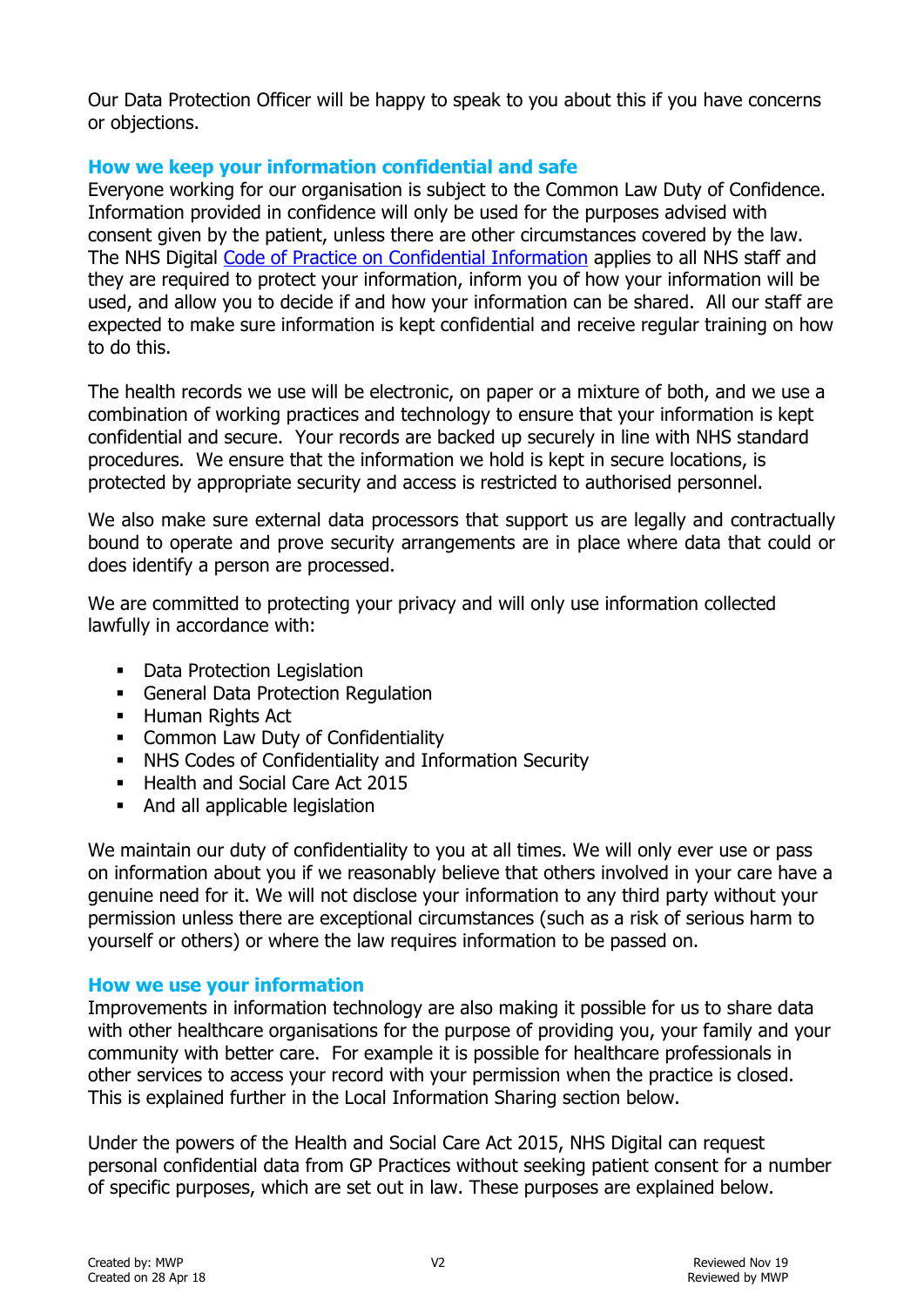Our Data Protection Officer will be happy to speak to you about this if you have concerns or objections.

## How we keep your information confidential and safe

Everyone working for our organisation is subject to the Common Law Duty of Confidence. Information provided in confidence will only be used for the purposes advised with consent given by the patient, unless there are other circumstances covered by the law. The NHS Digital Code of Practice on Confidential Information applies to all NHS staff and they are required to protect your information, inform you of how your information will be used, and allow you to decide if and how your information can be shared. All our staff are expected to make sure information is kept confidential and receive regular training on how to do this.

The health records we use will be electronic, on paper or a mixture of both, and we use a combination of working practices and technology to ensure that your information is kept confidential and secure. Your records are backed up securely in line with NHS standard procedures. We ensure that the information we hold is kept in secure locations, is protected by appropriate security and access is restricted to authorised personnel.

We also make sure external data processors that support us are legally and contractually bound to operate and prove security arrangements are in place where data that could or does identify a person are processed.

We are committed to protecting your privacy and will only use information collected lawfully in accordance with:

- Data Protection Legislation
- General Data Protection Regulation
- Human Rights Act
- Common Law Duty of Confidentiality
- NHS Codes of Confidentiality and Information Security
- Health and Social Care Act 2015
- And all applicable legislation

We maintain our duty of confidentiality to you at all times. We will only ever use or pass on information about you if we reasonably believe that others involved in your care have a genuine need for it. We will not disclose your information to any third party without your permission unless there are exceptional circumstances (such as a risk of serious harm to yourself or others) or where the law requires information to be passed on.

## How we use your information

Improvements in information technology are also making it possible for us to share data with other healthcare organisations for the purpose of providing you, your family and your community with better care. For example it is possible for healthcare professionals in other services to access your record with your permission when the practice is closed. This is explained further in the Local Information Sharing section below.

Under the powers of the Health and Social Care Act 2015, NHS Digital can request personal confidential data from GP Practices without seeking patient consent for a number of specific purposes, which are set out in law. These purposes are explained below.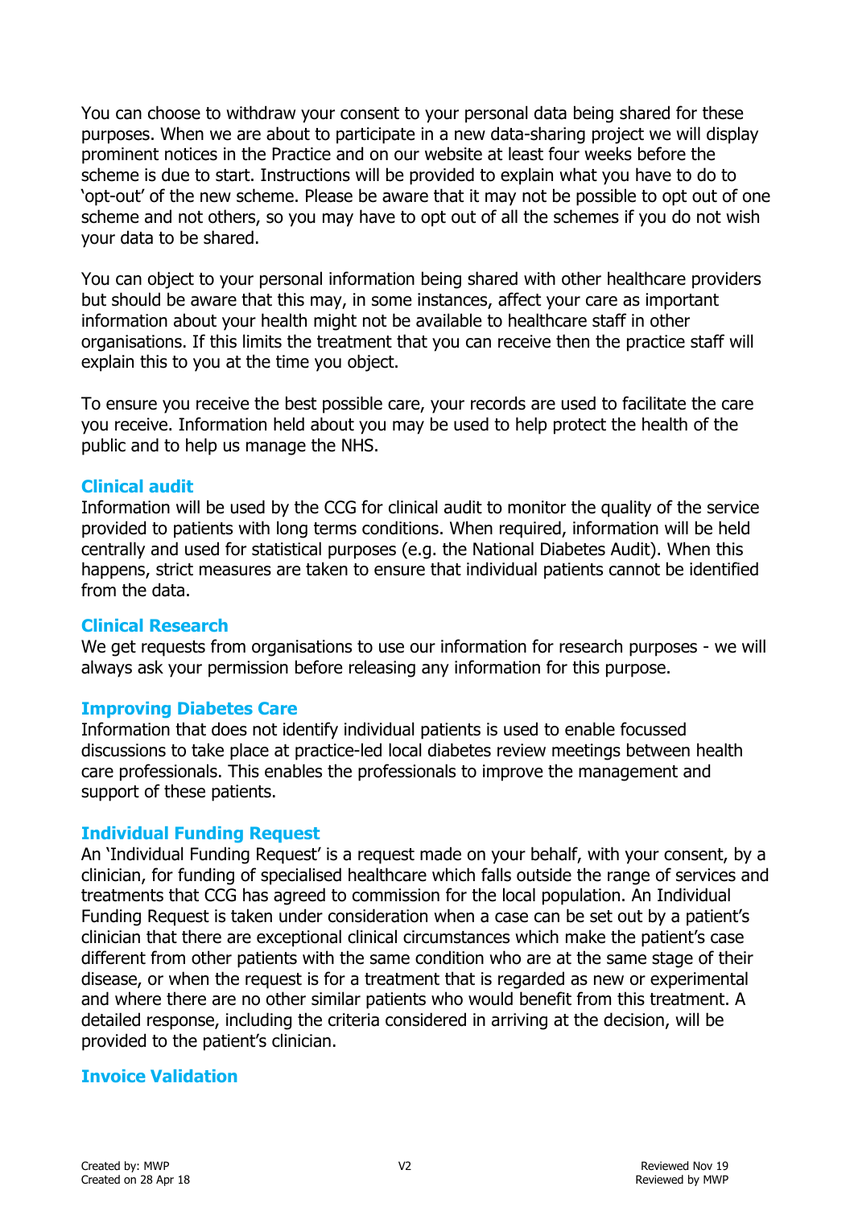You can choose to withdraw your consent to your personal data being shared for these purposes. When we are about to participate in a new data-sharing project we will display prominent notices in the Practice and on our website at least four weeks before the scheme is due to start. Instructions will be provided to explain what you have to do to 'opt-out' of the new scheme. Please be aware that it may not be possible to opt out of one scheme and not others, so you may have to opt out of all the schemes if you do not wish your data to be shared.

You can object to your personal information being shared with other healthcare providers but should be aware that this may, in some instances, affect your care as important information about your health might not be available to healthcare staff in other organisations. If this limits the treatment that you can receive then the practice staff will explain this to you at the time you object.

To ensure you receive the best possible care, your records are used to facilitate the care you receive. Information held about you may be used to help protect the health of the public and to help us manage the NHS.

### Clinical audit

Information will be used by the CCG for clinical audit to monitor the quality of the service provided to patients with long terms conditions. When required, information will be held centrally and used for statistical purposes (e.g. the National Diabetes Audit). When this happens, strict measures are taken to ensure that individual patients cannot be identified from the data.

### Clinical Research

We get requests from organisations to use our information for research purposes - we will always ask your permission before releasing any information for this purpose.

### Improving Diabetes Care

Information that does not identify individual patients is used to enable focussed discussions to take place at practice-led local diabetes review meetings between health care professionals. This enables the professionals to improve the management and support of these patients.

### Individual Funding Request

An 'Individual Funding Request' is a request made on your behalf, with your consent, by a clinician, for funding of specialised healthcare which falls outside the range of services and treatments that CCG has agreed to commission for the local population. An Individual Funding Request is taken under consideration when a case can be set out by a patient's clinician that there are exceptional clinical circumstances which make the patient's case different from other patients with the same condition who are at the same stage of their disease, or when the request is for a treatment that is regarded as new or experimental and where there are no other similar patients who would benefit from this treatment. A detailed response, including the criteria considered in arriving at the decision, will be provided to the patient's clinician.

### Invoice Validation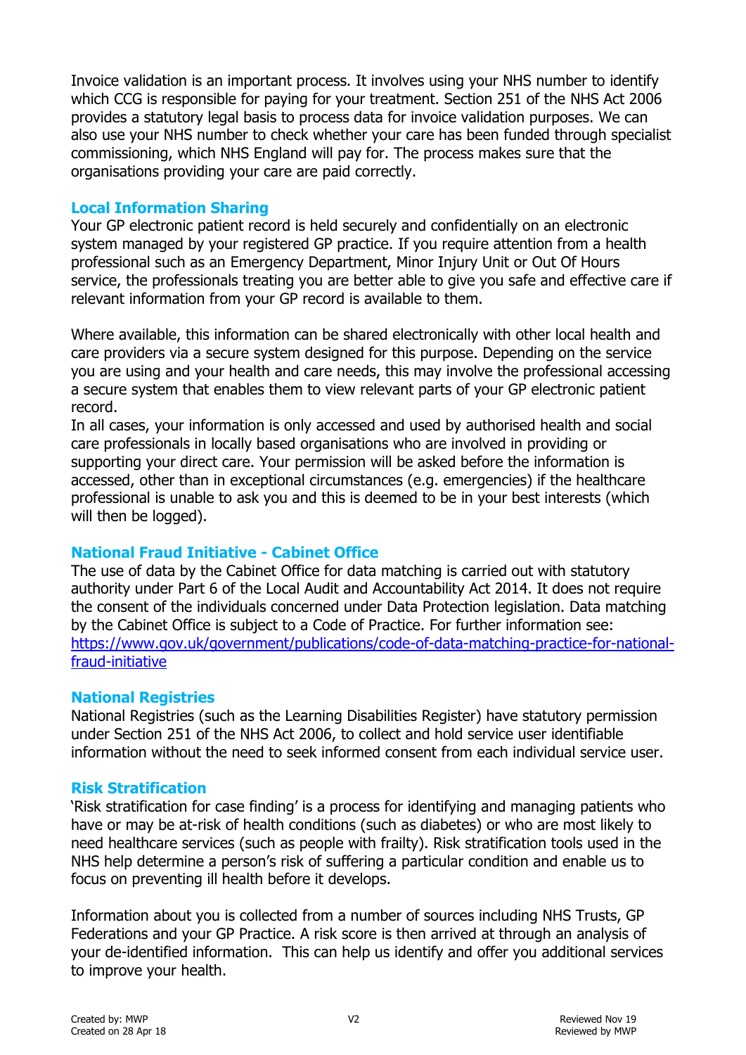Invoice validation is an important process. It involves using your NHS number to identify which CCG is responsible for paying for your treatment. Section 251 of the NHS Act 2006 provides a statutory legal basis to process data for invoice validation purposes. We can also use your NHS number to check whether your care has been funded through specialist commissioning, which NHS England will pay for. The process makes sure that the organisations providing your care are paid correctly.

### Local Information Sharing

Your GP electronic patient record is held securely and confidentially on an electronic system managed by your registered GP practice. If you require attention from a health professional such as an Emergency Department, Minor Injury Unit or Out Of Hours service, the professionals treating you are better able to give you safe and effective care if relevant information from your GP record is available to them.

Where available, this information can be shared electronically with other local health and care providers via a secure system designed for this purpose. Depending on the service you are using and your health and care needs, this may involve the professional accessing a secure system that enables them to view relevant parts of your GP electronic patient record.

In all cases, your information is only accessed and used by authorised health and social care professionals in locally based organisations who are involved in providing or supporting your direct care. Your permission will be asked before the information is accessed, other than in exceptional circumstances (e.g. emergencies) if the healthcare professional is unable to ask you and this is deemed to be in your best interests (which will then be logged).

### National Fraud Initiative - Cabinet Office

The use of data by the Cabinet Office for data matching is carried out with statutory authority under Part 6 of the Local Audit and Accountability Act 2014. It does not require the consent of the individuals concerned under Data Protection legislation. Data matching by the Cabinet Office is subject to a Code of Practice. For further information see: [https://www.gov.uk/government/publications/code-of-data-matching-practice-for-national-fraud-initiative](https://www.gov.uk/government/publications/code-of-data-matching-practice-for-national-fraud-initiative)

### National Registries

National Registries (such as the Learning Disabilities Register) have statutory permission under Section 251 of the NHS Act 2006, to collect and hold service user identifiable information without the need to seek informed consent from each individual service user.

### Risk Stratification

'Risk stratification for case finding' is a process for identifying and managing patients who have or may be at-risk of health conditions (such as diabetes) or who are most likely to need healthcare services (such as people with frailty). Risk stratification tools used in the NHS help determine a person's risk of suffering a particular condition and enable us to focus on preventing ill health before it develops.

Information about you is collected from a number of sources including NHS Trusts, GP Federations and your GP Practice. A risk score is then arrived at through an analysis of your de-identified information. This can help us identify and offer you additional services to improve your health.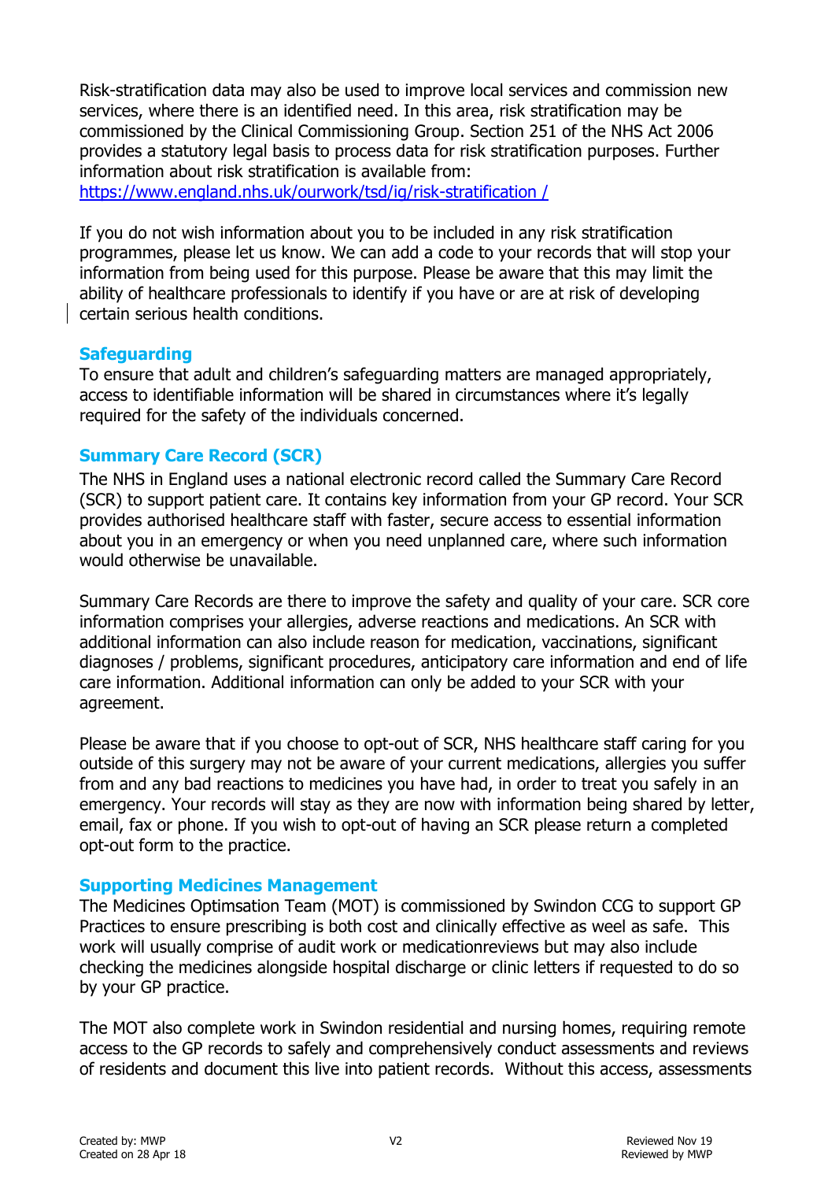Risk-stratification data may also be used to improve local services and commission new services, where there is an identified need. In this area, risk stratification may be commissioned by the Clinical Commissioning Group. Section 251 of the NHS Act 2006 provides a statutory legal basis to process data for risk stratification purposes. Further information about risk stratification is available from: https://www.england.nhs.uk/ourwork/tsd/ig/risk-stratification /

If you do not wish information about you to be included in any risk stratification programmes, please let us know. We can add a code to your records that will stop your information from being used for this purpose. Please be aware that this may limit the ability of healthcare professionals to identify if you have or are at risk of developing certain serious health conditions.

### Safeguarding

To ensure that adult and children's safeguarding matters are managed appropriately, access to identifiable information will be shared in circumstances where it's legally required for the safety of the individuals concerned.

### Summary Care Record (SCR)

The NHS in England uses a national electronic record called the Summary Care Record (SCR) to support patient care. It contains key information from your GP record. Your SCR provides authorised healthcare staff with faster, secure access to essential information about you in an emergency or when you need unplanned care, where such information would otherwise be unavailable.

Summary Care Records are there to improve the safety and quality of your care. SCR core information comprises your allergies, adverse reactions and medications. An SCR with additional information can also include reason for medication, vaccinations, significant diagnoses / problems, significant procedures, anticipatory care information and end of life care information. Additional information can only be added to your SCR with your agreement.

Please be aware that if you choose to opt-out of SCR, NHS healthcare staff caring for you outside of this surgery may not be aware of your current medications, allergies you suffer from and any bad reactions to medicines you have had, in order to treat you safely in an emergency. Your records will stay as they are now with information being shared by letter, email, fax or phone. If you wish to opt-out of having an SCR please return a completed opt-out form to the practice.

### Supporting Medicines Management

The Medicines Optimsation Team (MOT) is commissioned by Swindon CCG to support GP Practices to ensure prescribing is both cost and clinically effective as weel as safe. This work will usually comprise of audit work or medicationreviews but may also include checking the medicines alongside hospital discharge or clinic letters if requested to do so by your GP practice.

The MOT also complete work in Swindon residential and nursing homes, requiring remote access to the GP records to safely and comprehensively conduct assessments and reviews of residents and document this live into patient records. Without this access, assessments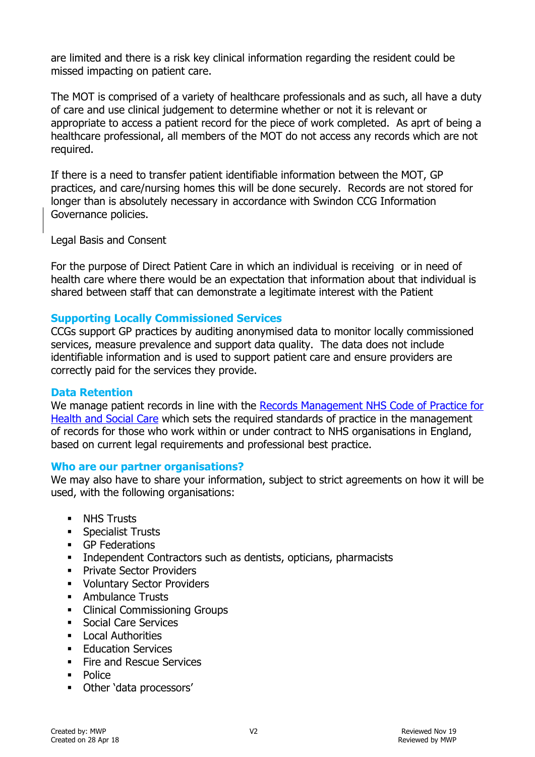are limited and there is a risk key clinical information regarding the resident could be missed impacting on patient care.

The MOT is comprised of a variety of healthcare professionals and as such, all have a duty of care and use clinical judgement to determine whether or not it is relevant or appropriate to access a patient record for the piece of work completed. As aprt of being a healthcare professional, all members of the MOT do not access any records which are not required.

If there is a need to transfer patient identifiable information between the MOT, GP practices, and care/nursing homes this will be done securely. Records are not stored for longer than is absolutely necessary in accordance with Swindon CCG Information Governance policies.

Legal Basis and Consent

For the purpose of Direct Patient Care in which an individual is receiving or in need of health care where there would be an expectation that information about that individual is shared between staff that can demonstrate a legitimate interest with the Patient

## Supporting Locally Commissioned Services

CCGs support GP practices by auditing anonymised data to monitor locally commissioned services, measure prevalence and support data quality. The data does not include identifiable information and is used to support patient care and ensure providers are correctly paid for the services they provide.

## Data Retention

We manage patient records in line with the Records Management NHS Code of Practice for Health and Social Care which sets the required standards of practice in the management of records for those who work within or under contract to NHS organisations in England, based on current legal requirements and professional best practice.

## Who are our partner organisations?

We may also have to share your information, subject to strict agreements on how it will be used, with the following organisations:

- NHS Trusts
- Specialist Trusts
- GP Federations
- Independent Contractors such as dentists, opticians, pharmacists
- Private Sector Providers
- Voluntary Sector Providers
- Ambulance Trusts
- Clinical Commissioning Groups
- Social Care Services
- Local Authorities
- Education Services
- Fire and Rescue Services
- Police
- Other 'data processors'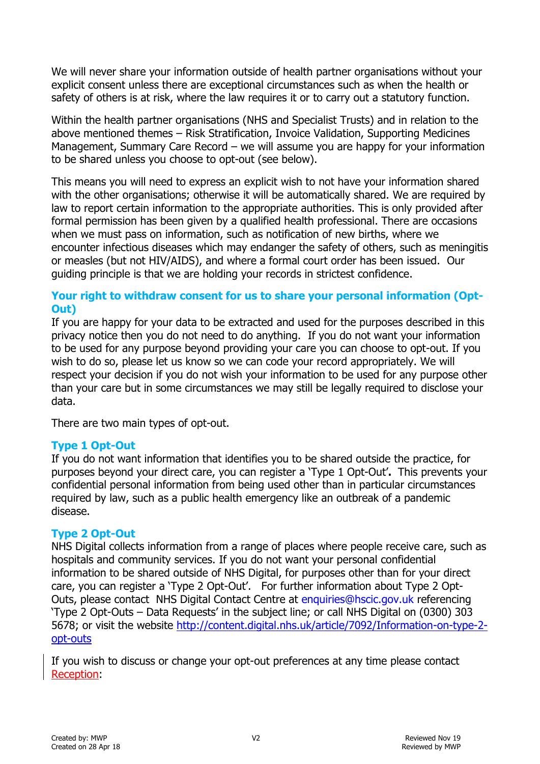We will never share your information outside of health partner organisations without your explicit consent unless there are exceptional circumstances such as when the health or safety of others is at risk, where the law requires it or to carry out a statutory function.

Within the health partner organisations (NHS and Specialist Trusts) and in relation to the above mentioned themes – Risk Stratification, Invoice Validation, Supporting Medicines Management, Summary Care Record – we will assume you are happy for your information to be shared unless you choose to opt-out (see below).

This means you will need to express an explicit wish to not have your information shared with the other organisations; otherwise it will be automatically shared. We are required by law to report certain information to the appropriate authorities. This is only provided after formal permission has been given by a qualified health professional. There are occasions when we must pass on information, such as notification of new births, where we encounter infectious diseases which may endanger the safety of others, such as meningitis or measles (but not HIV/AIDS), and where a formal court order has been issued. Our guiding principle is that we are holding your records in strictest confidence.

### Your right to withdraw consent for us to share your personal information (Opt-Out)

If you are happy for your data to be extracted and used for the purposes described in this privacy notice then you do not need to do anything. If you do not want your information to be used for any purpose beyond providing your care you can choose to opt-out. If you wish to do so, please let us know so we can code your record appropriately. We will respect your decision if you do not wish your information to be used for any purpose other than your care but in some circumstances we may still be legally required to disclose your data.

There are two main types of opt-out.

### Type 1 Opt-Out

If you do not want information that identifies you to be shared outside the practice, for purposes beyond your direct care, you can register a 'Type 1 Opt-Out'**.** This prevents your confidential personal information from being used other than in particular circumstances required by law, such as a public health emergency like an outbreak of a pandemic disease.

### Type 2 Opt-Out

NHS Digital collects information from a range of places where people receive care, such as hospitals and community services. If you do not want your personal confidential information to be shared outside of NHS Digital, for purposes other than for your direct care, you can register a 'Type 2 Opt-Out'. For further information about Type 2 Opt-Outs, please contact NHS Digital Contact Centre at enquiries@hscic.gov.uk referencing 'Type 2 Opt-Outs – Data Requests' in the subject line; or call NHS Digital on (0300) 303 5678; or visit the website [http://content.digital.nhs.uk/article/7092/Information-on-type-2-opt-outs](http://content.digital.nhs.uk/article/7092/Information-on-type-2-opt-outs)

If you wish to discuss or change your opt-out preferences at any time please contact Reception: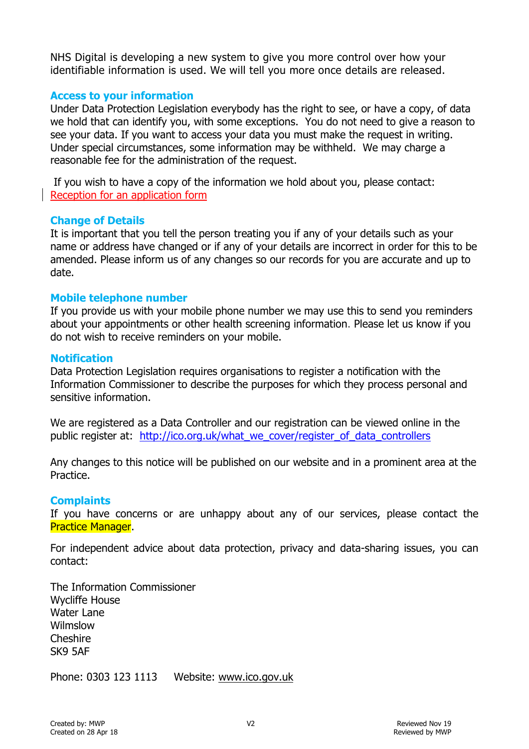NHS Digital is developing a new system to give you more control over how your identifiable information is used. We will tell you more once details are released.

## Access to your information

Under Data Protection Legislation everybody has the right to see, or have a copy, of data we hold that can identify you, with some exceptions. You do not need to give a reason to see your data. If you want to access your data you must make the request in writing. Under special circumstances, some information may be withheld. We may charge a reasonable fee for the administration of the request.

If you wish to have a copy of the information we hold about you, please contact: Reception for an application form

## Change of Details

It is important that you tell the person treating you if any of your details such as your name or address have changed or if any of your details are incorrect in order for this to be amended. Please inform us of any changes so our records for you are accurate and up to date.

## Mobile telephone number

If you provide us with your mobile phone number we may use this to send you reminders about your appointments or other health screening information. Please let us know if you do not wish to receive reminders on your mobile.

## Notification

Data Protection Legislation requires organisations to register a notification with the Information Commissioner to describe the purposes for which they process personal and sensitive information.

We are registered as a Data Controller and our registration can be viewed online in the public register at: http://ico.org.uk/what_we_cover/register_of_data_controllers

Any changes to this notice will be published on our website and in a prominent area at the Practice.

## Complaints

If you have concerns or are unhappy about any of our services, please contact the Practice Manager.

For independent advice about data protection, privacy and data-sharing issues, you can contact:

The Information Commissioner
Wycliffe House
Water Lane
Wilmslow
Cheshire
SK9 5AF

Phone: 0303 123 1113     Website: www.ico.gov.uk

Created by: MWP
Created on 28 Apr 18

V2

Reviewed Nov 19
Reviewed by MWP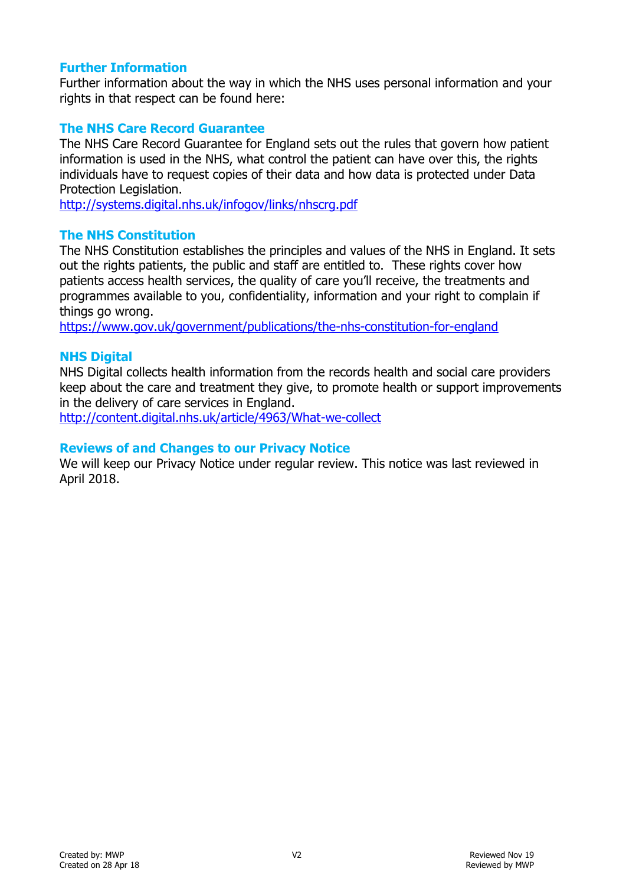## Further Information

Further information about the way in which the NHS uses personal information and your rights in that respect can be found here:

## The NHS Care Record Guarantee

The NHS Care Record Guarantee for England sets out the rules that govern how patient information is used in the NHS, what control the patient can have over this, the rights individuals have to request copies of their data and how data is protected under Data Protection Legislation.
http://systems.digital.nhs.uk/infogov/links/nhscrg.pdf

## The NHS Constitution

The NHS Constitution establishes the principles and values of the NHS in England. It sets out the rights patients, the public and staff are entitled to. These rights cover how patients access health services, the quality of care you'll receive, the treatments and programmes available to you, confidentiality, information and your right to complain if things go wrong.
https://www.gov.uk/government/publications/the-nhs-constitution-for-england

## NHS Digital

NHS Digital collects health information from the records health and social care providers keep about the care and treatment they give, to promote health or support improvements in the delivery of care services in England.
http://content.digital.nhs.uk/article/4963/What-we-collect

## Reviews of and Changes to our Privacy Notice

We will keep our Privacy Notice under regular review. This notice was last reviewed in April 2018.